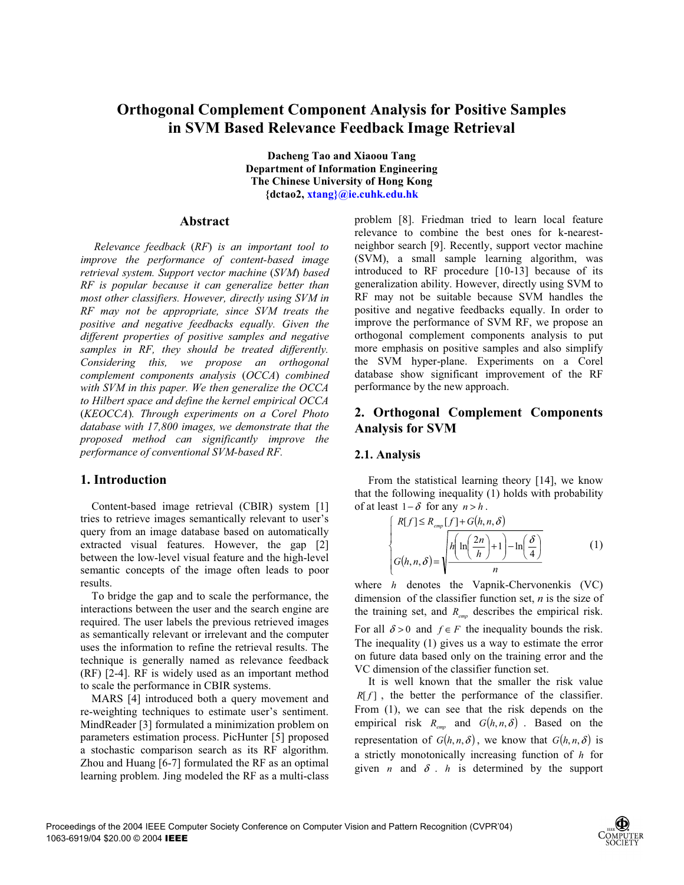# Orthogonal Complement Component Analysis for Positive Samples in SVM Based Relevance Feedback Image Retrieval

**Dacheng Tao and Xiaoou Tang**
**Department of Information Engineering**
**The Chinese University of Hong Kong**
**{dctao2, xtang}@ie.cuhk.edu.hk**

## Abstract

*Relevance feedback (RF) is an important tool to improve the performance of content-based image retrieval system. Support vector machine (SVM) based RF is popular because it can generalize better than most other classifiers. However, directly using SVM in RF may not be appropriate, since SVM treats the positive and negative feedbacks equally. Given the different properties of positive samples and negative samples in RF, they should be treated differently. Considering this, we propose an orthogonal complement components analysis (OCCA) combined with SVM in this paper. We then generalize the OCCA to Hilbert space and define the kernel empirical OCCA (KEOCCA). Through experiments on a Corel Photo database with 17,800 images, we demonstrate that the proposed method can significantly improve the performance of conventional SVM-based RF.*

## 1. Introduction

Content-based image retrieval (CBIR) system [1] tries to retrieve images semantically relevant to user's query from an image database based on automatically extracted visual features. However, the gap [2] between the low-level visual feature and the high-level semantic concepts of the image often leads to poor results.

To bridge the gap and to scale the performance, the interactions between the user and the search engine are required. The user labels the previous retrieved images as semantically relevant or irrelevant and the computer uses the information to refine the retrieval results. The technique is generally named as relevance feedback (RF) [2-4]. RF is widely used as an important method to scale the performance in CBIR systems.

MARS [4] introduced both a query movement and re-weighting techniques to estimate user's sentiment. MindReader [3] formulated a minimization problem on parameters estimation process. PicHunter [5] proposed a stochastic comparison search as its RF algorithm. Zhou and Huang [6-7] formulated the RF as an optimal learning problem. Jing modeled the RF as a multi-class problem [8]. Friedman tried to learn local feature relevance to combine the best ones for k-nearest-neighbor search [9]. Recently, support vector machine (SVM), a small sample learning algorithm, was introduced to RF procedure [10-13] because of its generalization ability. However, directly using SVM to RF may not be suitable because SVM handles the positive and negative feedbacks equally. In order to improve the performance of SVM RF, we propose an orthogonal complement components analysis to put more emphasis on positive samples and also simplify the SVM hyper-plane. Experiments on a Corel database show significant improvement of the RF performance by the new approach.

## 2. Orthogonal Complement Components Analysis for SVM

### 2.1. Analysis

From the statistical learning theory [14], we know that the following inequality (1) holds with probability of at least $1-\delta$ for any $n > h$.

$$\begin{cases} R[f] \le R_{emp}[f] + G(h,n,\delta) \\ G(h,n,\delta) = \sqrt{\dfrac{h\left(\ln\left(\dfrac{2n}{h}\right)+1\right)-\ln\left(\dfrac{\delta}{4}\right)}{n}} \end{cases} \tag{1}$$

where $h$ denotes the Vapnik-Chervonenkis (VC) dimension of the classifier function set, $n$ is the size of the training set, and $R_{emp}$ describes the empirical risk. For all $\delta > 0$ and $f \in F$ the inequality bounds the risk. The inequality (1) gives us a way to estimate the error on future data based only on the training error and the VC dimension of the classifier function set.

It is well known that the smaller the risk value $R[f]$, the better the performance of the classifier. From (1), we can see that the risk depends on the empirical risk $R_{emp}$ and $G(h,n,\delta)$. Based on the representation of $G(h,n,\delta)$, we know that $G(h,n,\delta)$ is a strictly monotonically increasing function of $h$ for given $n$ and $\delta$. $h$ is determined by the support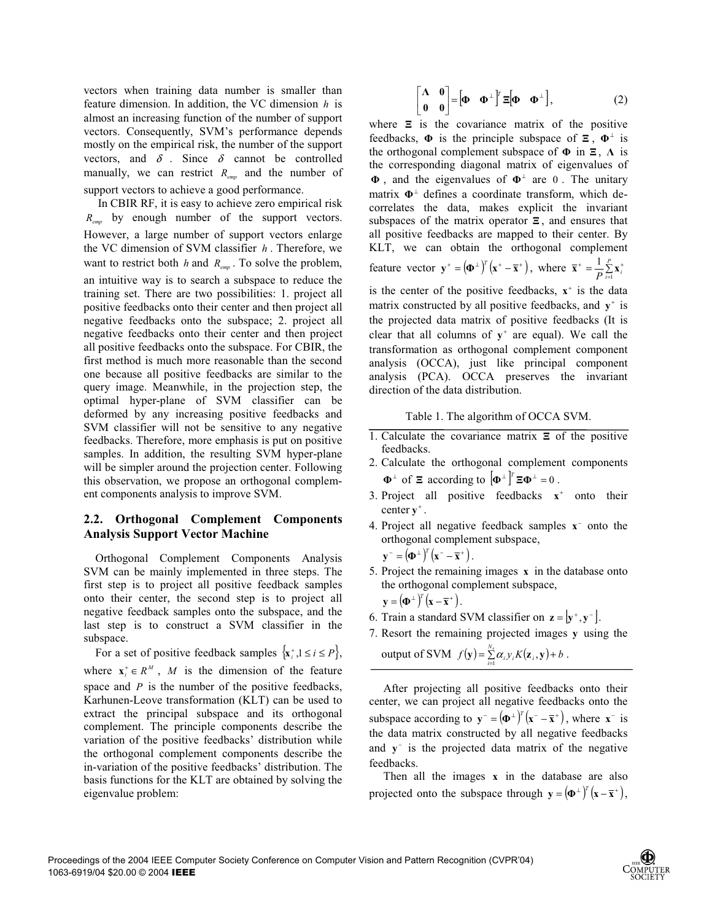vectors when training data number is smaller than feature dimension. In addition, the VC dimension $h$ is almost an increasing function of the number of support vectors. Consequently, SVM's performance depends mostly on the empirical risk, the number of the support vectors, and $\delta$. Since $\delta$ cannot be controlled manually, we can restrict $R_{emp}$ and the number of support vectors to achieve a good performance.

In CBIR RF, it is easy to achieve zero empirical risk $R_{emp}$ by enough number of the support vectors. However, a large number of support vectors enlarge the VC dimension of SVM classifier $h$. Therefore, we want to restrict both $h$ and $R_{emp}$. To solve the problem, an intuitive way is to search a subspace to reduce the training set. There are two possibilities: 1. project all positive feedbacks onto their center and then project all negative feedbacks onto the subspace; 2. project all negative feedbacks onto their center and then project all positive feedbacks onto the subspace. For CBIR, the first method is much more reasonable than the second one because all positive feedbacks are similar to the query image. Meanwhile, in the projection step, the optimal hyper-plane of SVM classifier can be deformed by any increasing positive feedbacks and SVM classifier will not be sensitive to any negative feedbacks. Therefore, more emphasis is put on positive samples. In addition, the resulting SVM hyper-plane will be simpler around the projection center. Following this observation, we propose an orthogonal complement components analysis to improve SVM.

## 2.2. Orthogonal Complement Components Analysis Support Vector Machine

Orthogonal Complement Components Analysis SVM can be mainly implemented in three steps. The first step is to project all positive feedback samples onto their center, the second step is to project all negative feedback samples onto the subspace, and the last step is to construct a SVM classifier in the subspace.

For a set of positive feedback samples $\{\mathbf{x}_i^+, 1 \le i \le P\}$, where $\mathbf{x}_i^+ \in R^M$, $M$ is the dimension of the feature space and $P$ is the number of the positive feedbacks, Karhunen-Leove transformation (KLT) can be used to extract the principal subspace and its orthogonal complement. The principle components describe the variation of the positive feedbacks' distribution while the orthogonal complement components describe the in-variation of the positive feedbacks' distribution. The basis functions for the KLT are obtained by solving the eigenvalue problem:

$$\begin{bmatrix} \mathbf{\Lambda} & \mathbf{0} \\ \mathbf{0} & \mathbf{0} \end{bmatrix} = \begin{bmatrix} \mathbf{\Phi} & \mathbf{\Phi}^\perp \end{bmatrix}^T \mathbf{\Xi} \begin{bmatrix} \mathbf{\Phi} & \mathbf{\Phi}^\perp \end{bmatrix}, \tag{2}$$

where $\mathbf{\Xi}$ is the covariance matrix of the positive feedbacks, $\mathbf{\Phi}$ is the principle subspace of $\mathbf{\Xi}$, $\mathbf{\Phi}^\perp$ is the orthogonal complement subspace of $\mathbf{\Phi}$ in $\mathbf{\Xi}$, $\mathbf{\Lambda}$ is the corresponding diagonal matrix of eigenvalues of $\mathbf{\Phi}$, and the eigenvalues of $\mathbf{\Phi}^\perp$ are $0$. The unitary matrix $\mathbf{\Phi}^\perp$ defines a coordinate transform, which de-correlates the data, makes explicit the invariant subspaces of the matrix operator $\mathbf{\Xi}$, and ensures that all positive feedbacks are mapped to their center. By KLT, we can obtain the orthogonal complement feature vector $\mathbf{y}^+ = (\mathbf{\Phi}^\perp)^T (\mathbf{x}^+ - \overline{\mathbf{x}}^+)$, where $\overline{\mathbf{x}}^+ = \frac{1}{P}\sum_{i=1}^{P} \mathbf{x}_i^+$ is the center of the positive feedbacks, $\mathbf{x}^+$ is the data matrix constructed by all positive feedbacks, and $\mathbf{y}^+$ is the projected data matrix of positive feedbacks (It is clear that all columns of $\mathbf{y}^+$ are equal). We call the transformation as orthogonal complement component analysis (OCCA), just like principal component analysis (PCA). OCCA preserves the invariant direction of the data distribution.

Table 1. The algorithm of OCCA SVM.

1. Calculate the covariance matrix $\mathbf{\Xi}$ of the positive feedbacks.
2. Calculate the orthogonal complement components $\mathbf{\Phi}^\perp$ of $\mathbf{\Xi}$ according to $[\mathbf{\Phi}^\perp]^T \mathbf{\Xi} \mathbf{\Phi}^\perp = 0$.
3. Project all positive feedbacks $\mathbf{x}^+$ onto their center $\mathbf{y}^+$.
4. Project all negative feedback samples $\mathbf{x}^-$ onto the orthogonal complement subspace, $\mathbf{y}^- = (\mathbf{\Phi}^\perp)^T (\mathbf{x}^- - \overline{\mathbf{x}}^+)$.
5. Project the remaining images $\mathbf{x}$ in the database onto the orthogonal complement subspace, $\mathbf{y} = (\mathbf{\Phi}^\perp)^T (\mathbf{x} - \overline{\mathbf{x}}^+)$.
6. Train a standard SVM classifier on $\mathbf{z} = [\mathbf{y}^+, \mathbf{y}^-]$.
7. Resort the remaining projected images $\mathbf{y}$ using the output of SVM $f(\mathbf{y}) = \sum_{i=1}^{N_s} \alpha_i y_i K(\mathbf{z}_i, \mathbf{y}) + b$.

After projecting all positive feedbacks onto their center, we can project all negative feedbacks onto the subspace according to $\mathbf{y}^- = (\mathbf{\Phi}^\perp)^T (\mathbf{x}^- - \overline{\mathbf{x}}^+)$, where $\mathbf{x}^-$ is the data matrix constructed by all negative feedbacks and $\mathbf{y}^-$ is the projected data matrix of the negative feedbacks.

Then all the images $\mathbf{x}$ in the database are also projected onto the subspace through $\mathbf{y} = (\mathbf{\Phi}^\perp)^T (\mathbf{x} - \overline{\mathbf{x}}^+)$,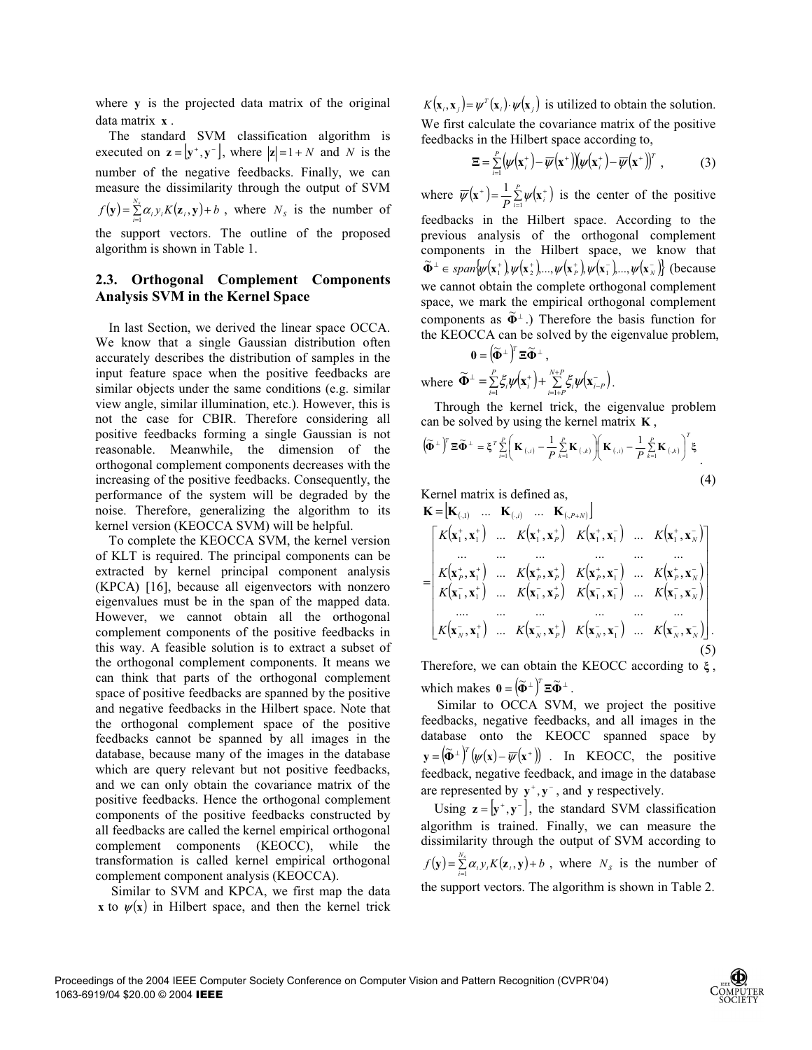where $\mathbf{y}$ is the projected data matrix of the original data matrix $\mathbf{x}$.

The standard SVM classification algorithm is executed on $\mathbf{z} = [\mathbf{y}^+, \mathbf{y}^-]$, where $|\mathbf{z}| = 1 + N$ and $N$ is the number of the negative feedbacks. Finally, we can measure the dissimilarity through the output of SVM $f(\mathbf{y}) = \sum_{i=1}^{N_S} \alpha_i y_i K(\mathbf{z}_i, \mathbf{y}) + b$, where $N_S$ is the number of the support vectors. The outline of the proposed algorithm is shown in Table 1.

## 2.3. Orthogonal Complement Components Analysis SVM in the Kernel Space

In last Section, we derived the linear space OCCA. We know that a single Gaussian distribution often accurately describes the distribution of samples in the input feature space when the positive feedbacks are similar objects under the same conditions (e.g. similar view angle, similar illumination, etc.). However, this is not the case for CBIR. Therefore considering all positive feedbacks forming a single Gaussian is not reasonable. Meanwhile, the dimension of the orthogonal complement components decreases with the increasing of the positive feedbacks. Consequently, the performance of the system will be degraded by the noise. Therefore, generalizing the algorithm to its kernel version (KEOCCA SVM) will be helpful.

To complete the KEOCCA SVM, the kernel version of KLT is required. The principal components can be extracted by kernel principal component analysis (KPCA) [16], because all eigenvectors with nonzero eigenvalues must be in the span of the mapped data. However, we cannot obtain all the orthogonal complement components of the positive feedbacks in this way. A feasible solution is to extract a subset of the orthogonal complement components. It means we can think that parts of the orthogonal complement space of positive feedbacks are spanned by the positive and negative feedbacks in the Hilbert space. Note that the orthogonal complement space of the positive feedbacks cannot be spanned by all images in the database, because many of the images in the database which are query relevant but not positive feedbacks, and we can only obtain the covariance matrix of the positive feedbacks. Hence the orthogonal complement components of the positive feedbacks constructed by all feedbacks are called the kernel empirical orthogonal complement components (KEOCC), while the transformation is called kernel empirical orthogonal complement component analysis (KEOCCA).

Similar to SVM and KPCA, we first map the data $\mathbf{x}$ to $\psi(\mathbf{x})$ in Hilbert space, and then the kernel trick $K(\mathbf{x}_i, \mathbf{x}_j) = \psi^T(\mathbf{x}_i) \cdot \psi(\mathbf{x}_j)$ is utilized to obtain the solution. We first calculate the covariance matrix of the positive feedbacks in the Hilbert space according to,

$$\boldsymbol{\Xi} = \sum_{i=1}^{P} \left(\psi(\mathbf{x}_i^+) - \overline{\psi}(\mathbf{x}^+)\right)\left(\psi(\mathbf{x}_i^+) - \overline{\psi}(\mathbf{x}^+)\right)^T , \tag{3}$$

where $\overline{\psi}(\mathbf{x}^+) = \frac{1}{P}\sum_{i=1}^{P} \psi(\mathbf{x}_i^+)$ is the center of the positive feedbacks in the Hilbert space. According to the previous analysis of the orthogonal complement components in the Hilbert space, we know that $\widetilde{\boldsymbol{\Phi}}^{\perp} \in span\{\psi(\mathbf{x}_1^+), \psi(\mathbf{x}_2^+), ..., \psi(\mathbf{x}_P^+), \psi(\mathbf{x}_1^-), ..., \psi(\mathbf{x}_N^-)\}$ (because we cannot obtain the complete orthogonal complement space, we mark the empirical orthogonal complement components as $\widetilde{\boldsymbol{\Phi}}^{\perp}$.) Therefore the basis function for the KEOCCA can be solved by the eigenvalue problem,

$$\mathbf{0} = \left(\widetilde{\boldsymbol{\Phi}}^{\perp}\right)^T \boldsymbol{\Xi} \widetilde{\boldsymbol{\Phi}}^{\perp},$$

where $\widetilde{\boldsymbol{\Phi}}^{\perp} = \sum_{i=1}^{P} \xi_i \psi(\mathbf{x}_i^+) + \sum_{i=1+P}^{N+P} \xi_i \psi(\mathbf{x}_{i-P}^-)$.

Through the kernel trick, the eigenvalue problem can be solved by using the kernel matrix $\mathbf{K}$,

$$\left(\widetilde{\boldsymbol{\Phi}}^{\perp}\right)^T \boldsymbol{\Xi} \widetilde{\boldsymbol{\Phi}}^{\perp} = \xi^T \sum_{i=1}^{P} \left(\mathbf{K}_{(\cdot,i)} - \frac{1}{P}\sum_{k=1}^{P} \mathbf{K}_{(\cdot,k)}\right)\left(\mathbf{K}_{(\cdot,i)} - \frac{1}{P}\sum_{k=1}^{P} \mathbf{K}_{(\cdot,k)}\right)^T \xi \; . \tag{4}$$

Kernel matrix is defined as,

$$\mathbf{K} = \left[\mathbf{K}_{(\cdot,1)} \;\; \ldots \;\; \mathbf{K}_{(\cdot,i)} \;\; \ldots \;\; \mathbf{K}_{(\cdot,P+N)}\right]$$

$$= \begin{bmatrix} K(\mathbf{x}_1^+, \mathbf{x}_1^+) & \ldots & K(\mathbf{x}_1^+, \mathbf{x}_P^+) & K(\mathbf{x}_1^+, \mathbf{x}_1^-) & \ldots & K(\mathbf{x}_1^+, \mathbf{x}_N^-) \\ \ldots & \ldots & \ldots & \ldots & \ldots & \ldots \\ K(\mathbf{x}_P^+, \mathbf{x}_1^+) & \ldots & K(\mathbf{x}_P^+, \mathbf{x}_P^+) & K(\mathbf{x}_P^+, \mathbf{x}_1^-) & \ldots & K(\mathbf{x}_P^+, \mathbf{x}_N^-) \\ K(\mathbf{x}_1^-, \mathbf{x}_1^+) & \ldots & K(\mathbf{x}_1^-, \mathbf{x}_P^+) & K(\mathbf{x}_1^-, \mathbf{x}_1^-) & \ldots & K(\mathbf{x}_1^-, \mathbf{x}_N^-) \\ \ldots & \ldots & \ldots & \ldots & \ldots & \ldots \\ K(\mathbf{x}_N^-, \mathbf{x}_1^+) & \ldots & K(\mathbf{x}_N^-, \mathbf{x}_P^+) & K(\mathbf{x}_N^-, \mathbf{x}_1^-) & \ldots & K(\mathbf{x}_N^-, \mathbf{x}_N^-) \end{bmatrix} . \tag{5}$$

Therefore, we can obtain the KEOCC according to $\xi$, which makes $\mathbf{0} = \left(\widetilde{\boldsymbol{\Phi}}^{\perp}\right)^T \boldsymbol{\Xi} \widetilde{\boldsymbol{\Phi}}^{\perp}$.

Similar to OCCA SVM, we project the positive feedbacks, negative feedbacks, and all images in the database onto the KEOCC spanned space by $\mathbf{y} = \left(\widetilde{\boldsymbol{\Phi}}^{\perp}\right)^T \left(\psi(\mathbf{x}) - \overline{\psi}(\mathbf{x}^+)\right)$. In KEOCC, the positive feedback, negative feedback, and image in the database are represented by $\mathbf{y}^+, \mathbf{y}^-$, and $\mathbf{y}$ respectively.

Using $\mathbf{z} = [\mathbf{y}^+, \mathbf{y}^-]$, the standard SVM classification algorithm is trained. Finally, we can measure the dissimilarity through the output of SVM according to $f(\mathbf{y}) = \sum_{i=1}^{N_S} \alpha_i y_i K(\mathbf{z}_i, \mathbf{y}) + b$, where $N_S$ is the number of the support vectors. The algorithm is shown in Table 2.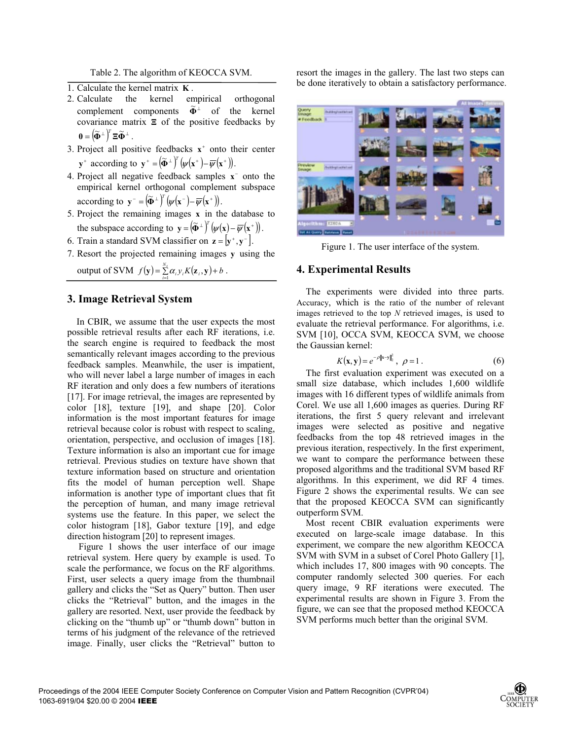Table 2. The algorithm of KEOCCA SVM.

1. Calculate the kernel matrix $\mathbf{K}$.
2. Calculate the kernel empirical orthogonal complement components $\tilde{\mathbf{\Phi}}^{\perp}$ of the kernel covariance matrix $\mathbf{\Xi}$ of the positive feedbacks by $\mathbf{0} = \left(\tilde{\mathbf{\Phi}}^{\perp}\right)^T \mathbf{\Xi} \tilde{\mathbf{\Phi}}^{\perp}$.
3. Project all positive feedbacks $\mathbf{x}^+$ onto their center $\mathbf{y}^+$ according to $\mathbf{y}^+ = \left(\tilde{\mathbf{\Phi}}^{\perp}\right)^T \left(\psi(\mathbf{x}^+) - \overline{\psi}(\mathbf{x}^+)\right)$.
4. Project all negative feedback samples $\mathbf{x}^-$ onto the empirical kernel orthogonal complement subspace according to $\mathbf{y}^- = \left(\tilde{\mathbf{\Phi}}^{\perp}\right)^T \left(\psi(\mathbf{x}^-) - \overline{\psi}(\mathbf{x}^+)\right)$.
5. Project the remaining images $\mathbf{x}$ in the database to the subspace according to $\mathbf{y} = \left(\tilde{\mathbf{\Phi}}^{\perp}\right)^T \left(\psi(\mathbf{x}) - \overline{\psi}(\mathbf{x}^+)\right)$.
6. Train a standard SVM classifier on $\mathbf{z} = \left[\mathbf{y}^+, \mathbf{y}^-\right]$.
7. Resort the projected remaining images $\mathbf{y}$ using the output of SVM $f(\mathbf{y}) = \sum_{i=1}^{N_s} \alpha_i y_i K(\mathbf{z}_i, \mathbf{y}) + b$.

## 3. Image Retrieval System

In CBIR, we assume that the user expects the most possible retrieval results after each RF iterations, i.e. the search engine is required to feedback the most semantically relevant images according to the previous feedback samples. Meanwhile, the user is impatient, who will never label a large number of images in each RF iteration and only does a few numbers of iterations [17]. For image retrieval, the images are represented by color [18], texture [19], and shape [20]. Color information is the most important features for image retrieval because color is robust with respect to scaling, orientation, perspective, and occlusion of images [18]. Texture information is also an important cue for image retrieval. Previous studies on texture have shown that texture information based on structure and orientation fits the model of human perception well. Shape information is another type of important clues that fit the perception of human, and many image retrieval systems use the feature. In this paper, we select the color histogram [18], Gabor texture [19], and edge direction histogram [20] to represent images.

Figure 1 shows the user interface of our image retrieval system. Here query by example is used. To scale the performance, we focus on the RF algorithms. First, user selects a query image from the thumbnail gallery and clicks the "Set as Query" button. Then user clicks the "Retrieval" button, and the images in the gallery are resorted. Next, user provide the feedback by clicking on the "thumb up" or "thumb down" button in terms of his judgment of the relevance of the retrieved image. Finally, user clicks the "Retrieval" button to resort the images in the gallery. The last two steps can be done iteratively to obtain a satisfactory performance.

Figure 1. The user interface of the system.

## 4. Experimental Results

The experiments were divided into three parts. Accuracy, which is the ratio of the number of relevant images retrieved to the top $N$ retrieved images, is used to evaluate the retrieval performance. For algorithms, i.e. SVM [10], OCCA SVM, KEOCCA SVM, we choose the Gaussian kernel:

$$K(\mathbf{x}, \mathbf{y}) = e^{-\rho \|\mathbf{x}-\mathbf{y}\|_2^2}, \ \rho = 1. \tag{6}$$

The first evaluation experiment was executed on a small size database, which includes 1,600 wildlife images with 16 different types of wildlife animals from Corel. We use all 1,600 images as queries. During RF iterations, the first 5 query relevant and irrelevant images were selected as positive and negative feedbacks from the top 48 retrieved images in the previous iteration, respectively. In the first experiment, we want to compare the performance between these proposed algorithms and the traditional SVM based RF algorithms. In this experiment, we did RF 4 times. Figure 2 shows the experimental results. We can see that the proposed KEOCCA SVM can significantly outperform SVM.

Most recent CBIR evaluation experiments were executed on large-scale image database. In this experiment, we compare the new algorithm KEOCCA SVM with SVM in a subset of Corel Photo Gallery [1], which includes 17, 800 images with 90 concepts. The computer randomly selected 300 queries. For each query image, 9 RF iterations were executed. The experimental results are shown in Figure 3. From the figure, we can see that the proposed method KEOCCA SVM performs much better than the original SVM.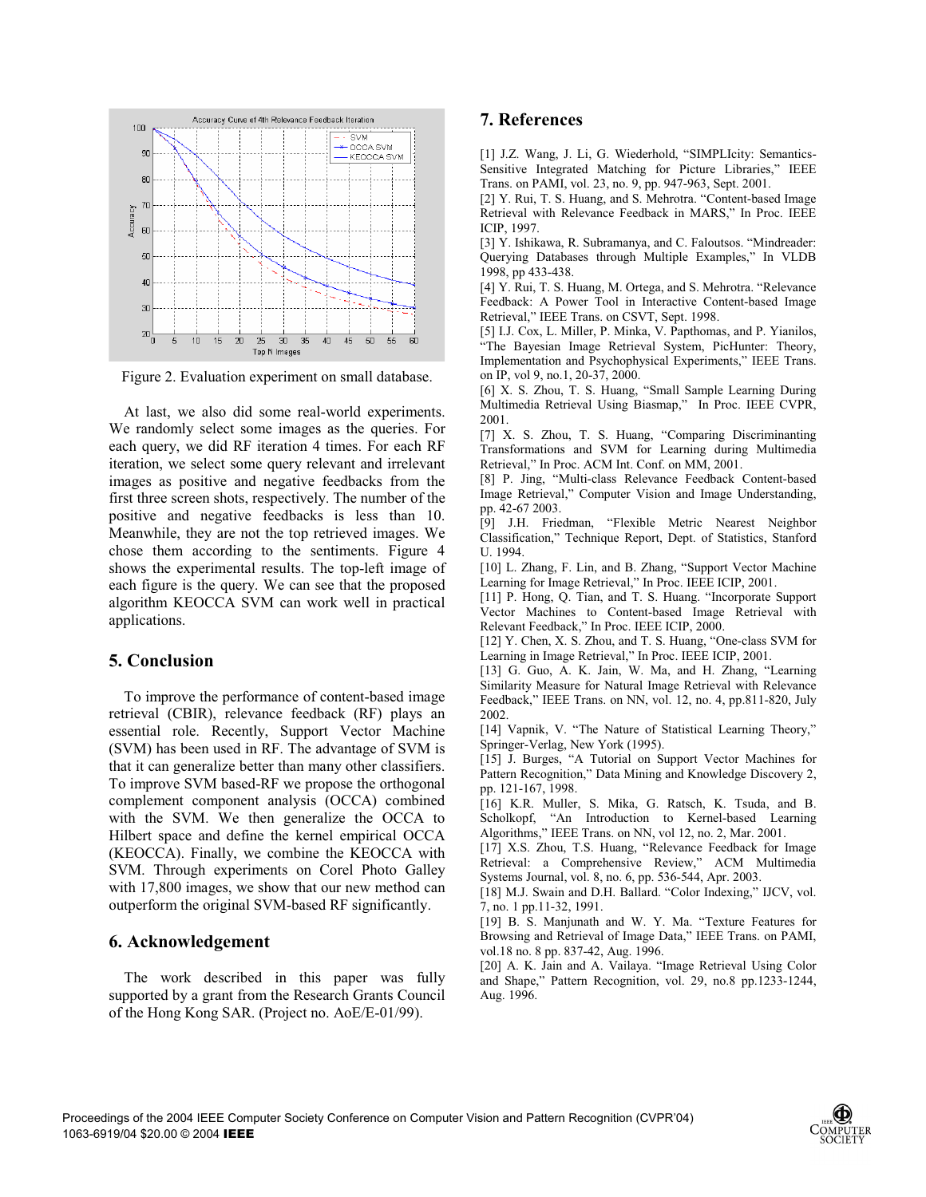Figure 2. Evaluation experiment on small database.

At last, we also did some real-world experiments. We randomly select some images as the queries. For each query, we did RF iteration 4 times. For each RF iteration, we select some query relevant and irrelevant images as positive and negative feedbacks from the first three screen shots, respectively. The number of the positive and negative feedbacks is less than 10. Meanwhile, they are not the top retrieved images. We chose them according to the sentiments. Figure 4 shows the experimental results. The top-left image of each figure is the query. We can see that the proposed algorithm KEOCCA SVM can work well in practical applications.

## 5. Conclusion

To improve the performance of content-based image retrieval (CBIR), relevance feedback (RF) plays an essential role. Recently, Support Vector Machine (SVM) has been used in RF. The advantage of SVM is that it can generalize better than many other classifiers. To improve SVM based-RF we propose the orthogonal complement component analysis (OCCA) combined with the SVM. We then generalize the OCCA to Hilbert space and define the kernel empirical OCCA (KEOCCA). Finally, we combine the KEOCCA with SVM. Through experiments on Corel Photo Galley with 17,800 images, we show that our new method can outperform the original SVM-based RF significantly.

## 6. Acknowledgement

The work described in this paper was fully supported by a grant from the Research Grants Council of the Hong Kong SAR. (Project no. AoE/E-01/99).

## 7. References

[1] J.Z. Wang, J. Li, G. Wiederhold, "SIMPLIcity: Semantics-Sensitive Integrated Matching for Picture Libraries," IEEE Trans. on PAMI, vol. 23, no. 9, pp. 947-963, Sept. 2001.

[2] Y. Rui, T. S. Huang, and S. Mehrotra. "Content-based Image Retrieval with Relevance Feedback in MARS," In Proc. IEEE ICIP, 1997.

[3] Y. Ishikawa, R. Subramanya, and C. Faloutsos. "Mindreader: Querying Databases through Multiple Examples," In VLDB 1998, pp 433-438.

[4] Y. Rui, T. S. Huang, M. Ortega, and S. Mehrotra. "Relevance Feedback: A Power Tool in Interactive Content-based Image Retrieval," IEEE Trans. on CSVT, Sept. 1998.

[5] I.J. Cox, L. Miller, P. Minka, V. Papthomas, and P. Yianilos, "The Bayesian Image Retrieval System, PicHunter: Theory, Implementation and Psychophysical Experiments," IEEE Trans. on IP, vol 9, no.1, 20-37, 2000.

[6] X. S. Zhou, T. S. Huang, "Small Sample Learning During Multimedia Retrieval Using Biasmap," In Proc. IEEE CVPR, 2001.

[7] X. S. Zhou, T. S. Huang, "Comparing Discriminanting Transformations and SVM for Learning during Multimedia Retrieval," In Proc. ACM Int. Conf. on MM, 2001.

[8] P. Jing, "Multi-class Relevance Feedback Content-based Image Retrieval," Computer Vision and Image Understanding, pp. 42-67 2003.

[9] J.H. Friedman, "Flexible Metric Nearest Neighbor Classification," Technique Report, Dept. of Statistics, Stanford U. 1994.

[10] L. Zhang, F. Lin, and B. Zhang, "Support Vector Machine Learning for Image Retrieval," In Proc. IEEE ICIP, 2001.

[11] P. Hong, Q. Tian, and T. S. Huang. "Incorporate Support Vector Machines to Content-based Image Retrieval with Relevant Feedback," In Proc. IEEE ICIP, 2000.

[12] Y. Chen, X. S. Zhou, and T. S. Huang, "One-class SVM for Learning in Image Retrieval," In Proc. IEEE ICIP, 2001.

[13] G. Guo, A. K. Jain, W. Ma, and H. Zhang, "Learning Similarity Measure for Natural Image Retrieval with Relevance Feedback," IEEE Trans. on NN, vol. 12, no. 4, pp.811-820, July 2002.

[14] Vapnik, V. "The Nature of Statistical Learning Theory," Springer-Verlag, New York (1995).

[15] J. Burges, "A Tutorial on Support Vector Machines for Pattern Recognition," Data Mining and Knowledge Discovery 2, pp. 121-167, 1998.

[16] K.R. Muller, S. Mika, G. Ratsch, K. Tsuda, and B. Scholkopf, "An Introduction to Kernel-based Learning Algorithms," IEEE Trans. on NN, vol 12, no. 2, Mar. 2001.

[17] X.S. Zhou, T.S. Huang, "Relevance Feedback for Image Retrieval: a Comprehensive Review," ACM Multimedia Systems Journal, vol. 8, no. 6, pp. 536-544, Apr. 2003.

[18] M.J. Swain and D.H. Ballard. "Color Indexing," IJCV, vol. 7, no. 1 pp.11-32, 1991.

[19] B. S. Manjunath and W. Y. Ma. "Texture Features for Browsing and Retrieval of Image Data," IEEE Trans. on PAMI, vol.18 no. 8 pp. 837-42, Aug. 1996.

[20] A. K. Jain and A. Vailaya. "Image Retrieval Using Color and Shape," Pattern Recognition, vol. 29, no.8 pp.1233-1244, Aug. 1996.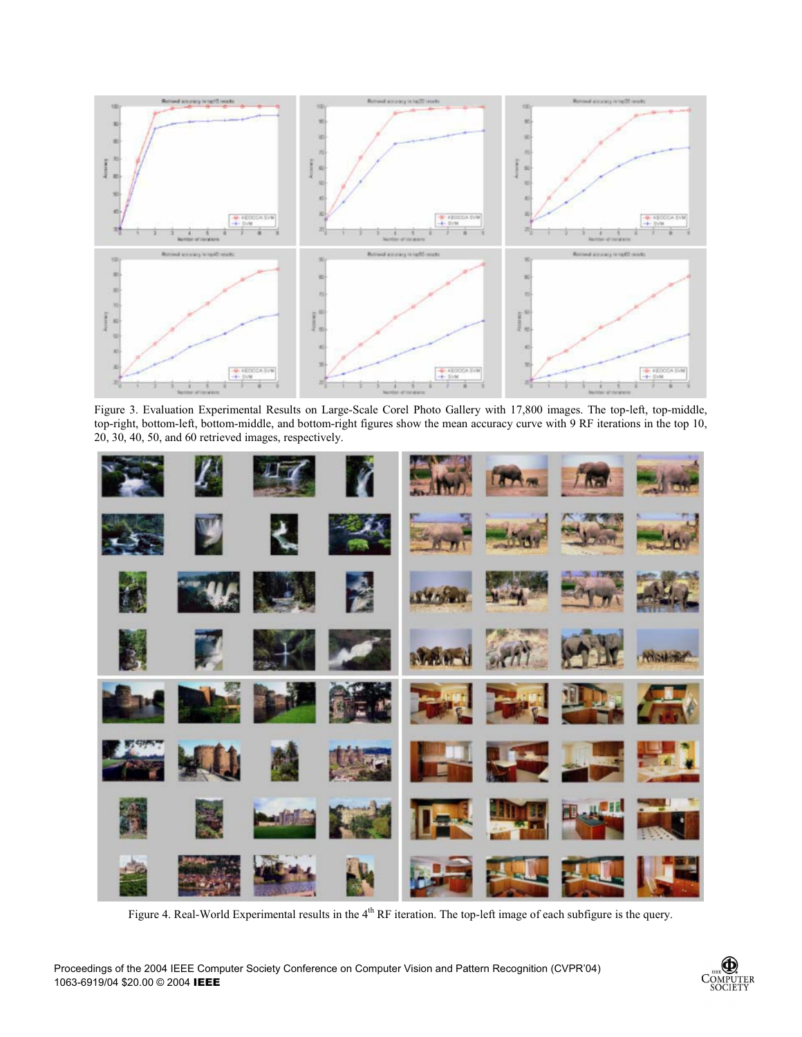Figure 3. Evaluation Experimental Results on Large-Scale Corel Photo Gallery with 17,800 images. The top-left, top-middle, top-right, bottom-left, bottom-middle, and bottom-right figures show the mean accuracy curve with 9 RF iterations in the top 10, 20, 30, 40, 50, and 60 retrieved images, respectively.

Figure 4. Real-World Experimental results in the 4th RF iteration. The top-left image of each subfigure is the query.